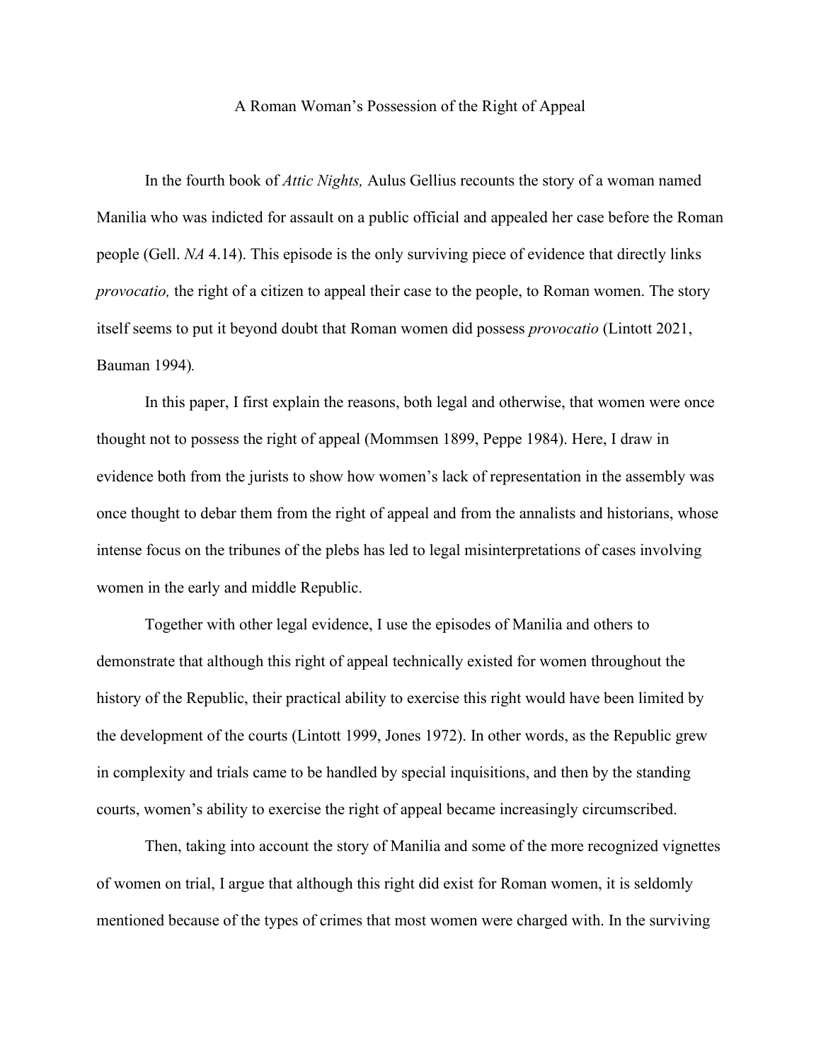# A Roman Woman's Possession of the Right of Appeal

In the fourth book of *Attic Nights,* Aulus Gellius recounts the story of a woman named Manilia who was indicted for assault on a public official and appealed her case before the Roman people (Gell. *NA* 4.14). This episode is the only surviving piece of evidence that directly links *provocatio,* the right of a citizen to appeal their case to the people, to Roman women. The story itself seems to put it beyond doubt that Roman women did possess *provocatio* (Lintott 2021, Bauman 1994).

In this paper, I first explain the reasons, both legal and otherwise, that women were once thought not to possess the right of appeal (Mommsen 1899, Peppe 1984). Here, I draw in evidence both from the jurists to show how women's lack of representation in the assembly was once thought to debar them from the right of appeal and from the annalists and historians, whose intense focus on the tribunes of the plebs has led to legal misinterpretations of cases involving women in the early and middle Republic.

Together with other legal evidence, I use the episodes of Manilia and others to demonstrate that although this right of appeal technically existed for women throughout the history of the Republic, their practical ability to exercise this right would have been limited by the development of the courts (Lintott 1999, Jones 1972). In other words, as the Republic grew in complexity and trials came to be handled by special inquisitions, and then by the standing courts, women's ability to exercise the right of appeal became increasingly circumscribed.

Then, taking into account the story of Manilia and some of the more recognized vignettes of women on trial, I argue that although this right did exist for Roman women, it is seldomly mentioned because of the types of crimes that most women were charged with. In the surviving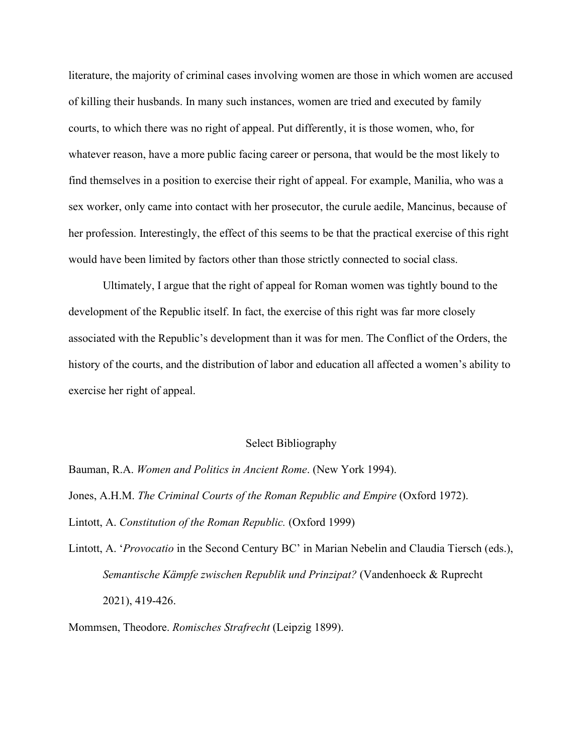literature, the majority of criminal cases involving women are those in which women are accused of killing their husbands. In many such instances, women are tried and executed by family courts, to which there was no right of appeal. Put differently, it is those women, who, for whatever reason, have a more public facing career or persona, that would be the most likely to find themselves in a position to exercise their right of appeal. For example, Manilia, who was a sex worker, only came into contact with her prosecutor, the curule aedile, Mancinus, because of her profession. Interestingly, the effect of this seems to be that the practical exercise of this right would have been limited by factors other than those strictly connected to social class.

Ultimately, I argue that the right of appeal for Roman women was tightly bound to the development of the Republic itself. In fact, the exercise of this right was far more closely associated with the Republic's development than it was for men. The Conflict of the Orders, the history of the courts, and the distribution of labor and education all affected a women's ability to exercise her right of appeal.

## Select Bibliography

Bauman, R.A. *Women and Politics in Ancient Rome*. (New York 1994).

Jones, A.H.M. *The Criminal Courts of the Roman Republic and Empire* (Oxford 1972).

Lintott, A. *Constitution of the Roman Republic.* (Oxford 1999)

Lintott, A. '*Provocatio* in the Second Century BC' in Marian Nebelin and Claudia Tiersch (eds.), *Semantische Kämpfe zwischen Republik und Prinzipat?* (Vandenhoeck & Ruprecht 2021), 419-426.

Mommsen, Theodore. *Romisches Strafrecht* (Leipzig 1899).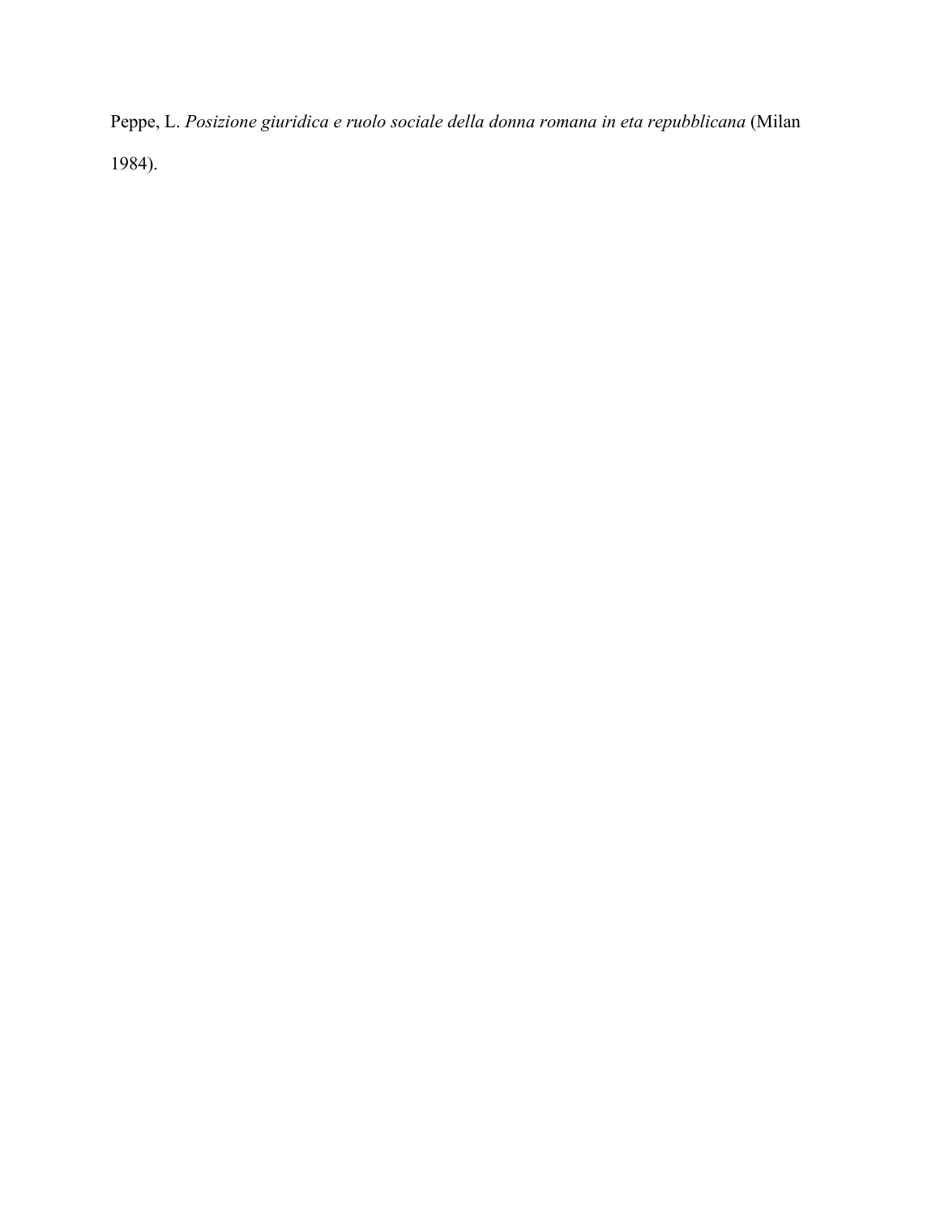Peppe, L. *Posizione giuridica e ruolo sociale della donna romana in eta repubblicana* (Milan 1984).